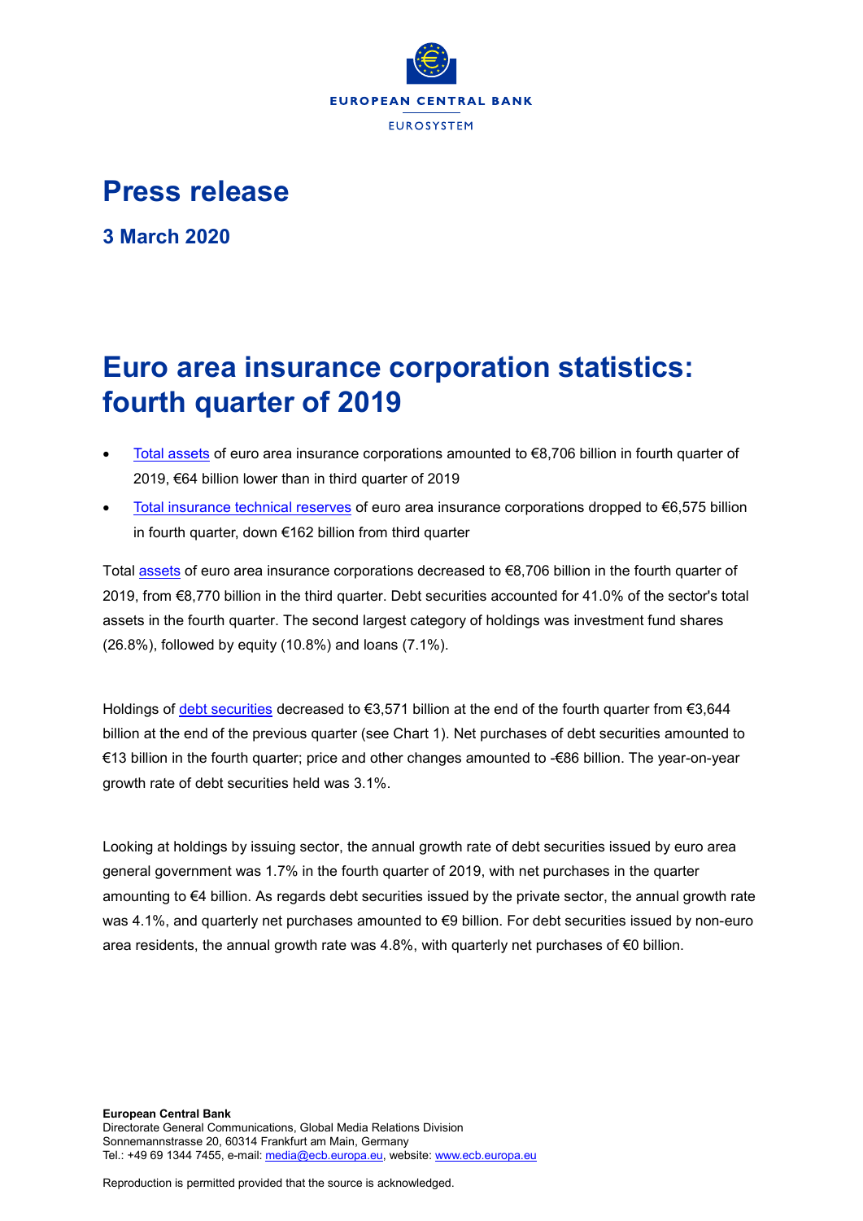# Press release

## 3 March 2020

# Euro area insurance corporation statistics: fourth quarter of 2019

- Total assets of euro area insurance corporations amounted to €8,706 billion in fourth quarter of 2019, €64 billion lower than in third quarter of 2019
- Total insurance technical reserves of euro area insurance corporations dropped to €6,575 billion in fourth quarter, down €162 billion from third quarter

Total assets of euro area insurance corporations decreased to €8,706 billion in the fourth quarter of 2019, from €8,770 billion in the third quarter. Debt securities accounted for 41.0% of the sector's total assets in the fourth quarter. The second largest category of holdings was investment fund shares (26.8%), followed by equity (10.8%) and loans (7.1%).

Holdings of debt securities decreased to €3,571 billion at the end of the fourth quarter from €3,644 billion at the end of the previous quarter (see Chart 1). Net purchases of debt securities amounted to €13 billion in the fourth quarter; price and other changes amounted to -€86 billion. The year-on-year growth rate of debt securities held was 3.1%.

Looking at holdings by issuing sector, the annual growth rate of debt securities issued by euro area general government was 1.7% in the fourth quarter of 2019, with net purchases in the quarter amounting to €4 billion. As regards debt securities issued by the private sector, the annual growth rate was 4.1%, and quarterly net purchases amounted to €9 billion. For debt securities issued by non-euro area residents, the annual growth rate was 4.8%, with quarterly net purchases of €0 billion.

**European Central Bank**
Directorate General Communications, Global Media Relations Division
Sonnemannstrasse 20, 60314 Frankfurt am Main, Germany
Tel.: +49 69 1344 7455, e-mail: media@ecb.europa.eu, website: www.ecb.europa.eu

Reproduction is permitted provided that the source is acknowledged.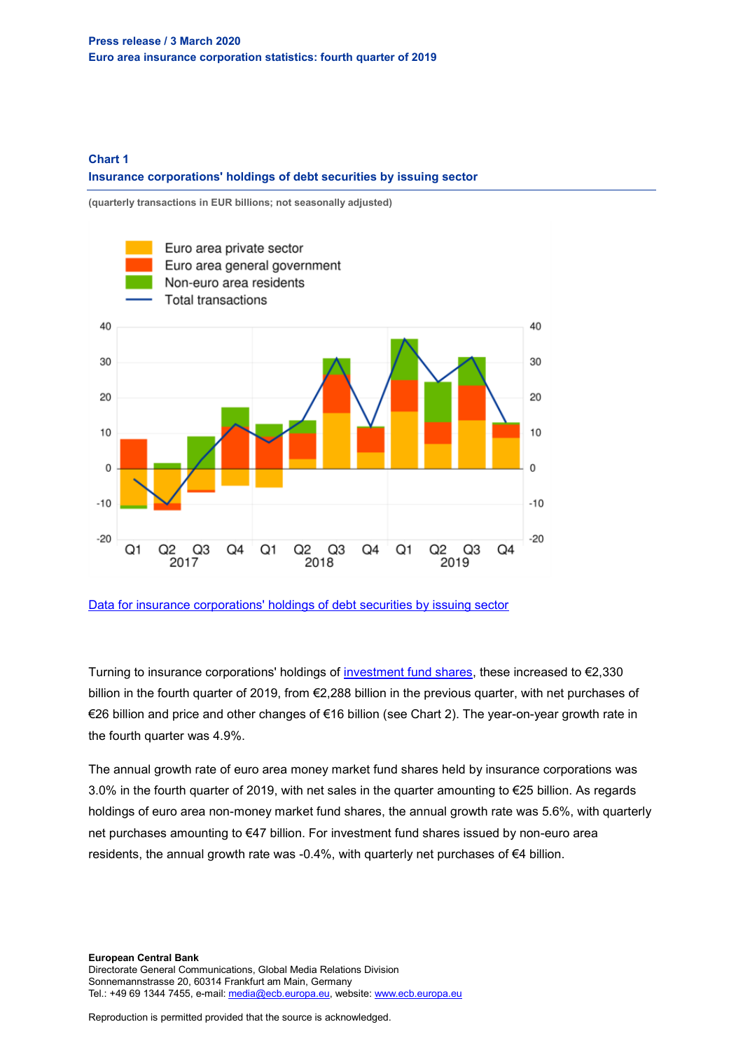**Chart 1**

**Insurance corporations' holdings of debt securities by issuing sector**

**(quarterly transactions in EUR billions; not seasonally adjusted)**

[Data for insurance corporations' holdings of debt securities by issuing sector]

Turning to insurance corporations' holdings of [investment fund shares], these increased to €2,330 billion in the fourth quarter of 2019, from €2,288 billion in the previous quarter, with net purchases of €26 billion and price and other changes of €16 billion (see Chart 2). The year-on-year growth rate in the fourth quarter was 4.9%.

The annual growth rate of euro area money market fund shares held by insurance corporations was 3.0% in the fourth quarter of 2019, with net sales in the quarter amounting to €25 billion. As regards holdings of euro area non-money market fund shares, the annual growth rate was 5.6%, with quarterly net purchases amounting to €47 billion. For investment fund shares issued by non-euro area residents, the annual growth rate was -0.4%, with quarterly net purchases of €4 billion.

**European Central Bank**
Directorate General Communications, Global Media Relations Division
Sonnemannstrasse 20, 60314 Frankfurt am Main, Germany
Tel.: +49 69 1344 7455, e-mail: media@ecb.europa.eu, website: www.ecb.europa.eu

Reproduction is permitted provided that the source is acknowledged.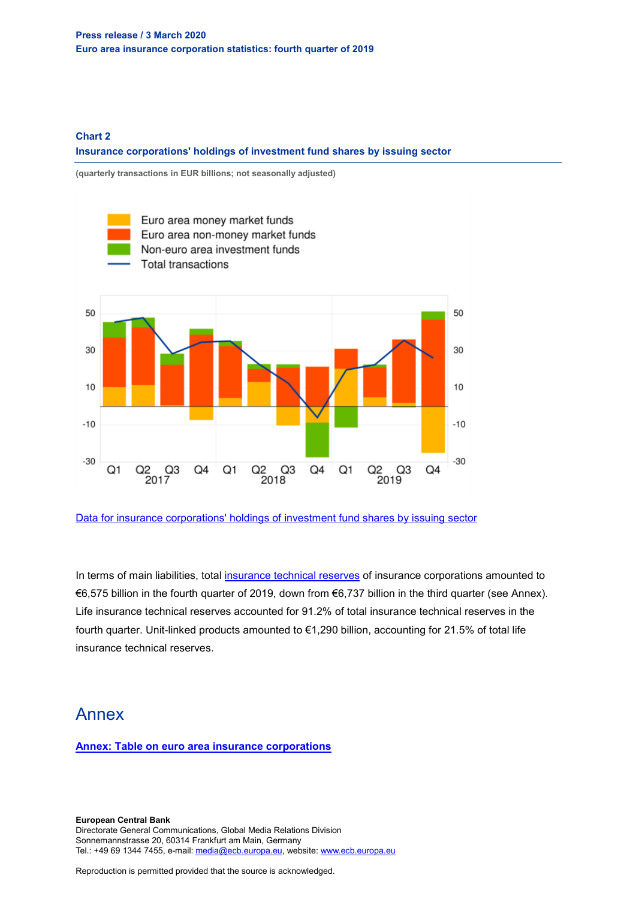### Chart 2

**Insurance corporations' holdings of investment fund shares by issuing sector**

**(quarterly transactions in EUR billions; not seasonally adjusted)**

[Data for insurance corporations' holdings of investment fund shares by issuing sector]()

In terms of main liabilities, total [insurance technical reserves]() of insurance corporations amounted to €6,575 billion in the fourth quarter of 2019, down from €6,737 billion in the third quarter (see Annex). Life insurance technical reserves accounted for 91.2% of total insurance technical reserves in the fourth quarter. Unit-linked products amounted to €1,290 billion, accounting for 21.5% of total life insurance technical reserves.

# Annex

**[Annex: Table on euro area insurance corporations]()**

**European Central Bank**
Directorate General Communications, Global Media Relations Division
Sonnemannstrasse 20, 60314 Frankfurt am Main, Germany
Tel.: +49 69 1344 7455, e-mail: media@ecb.europa.eu, website: www.ecb.europa.eu

Reproduction is permitted provided that the source is acknowledged.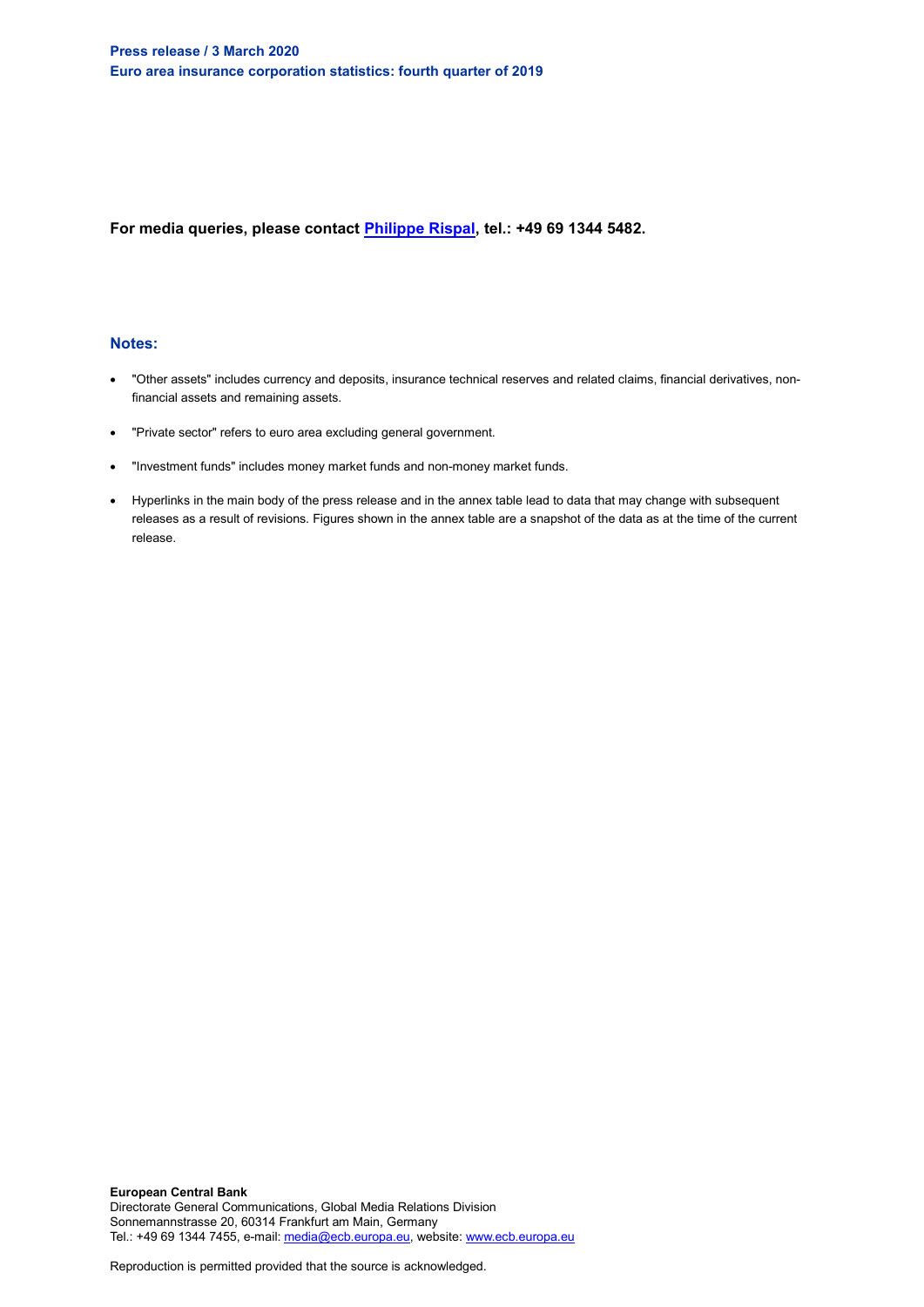For media queries, please contact **[Philippe Rispal](mailto:)**, **tel.: +49 69 1344 5482.**

## Notes:

- "Other assets" includes currency and deposits, insurance technical reserves and related claims, financial derivatives, non-financial assets and remaining assets.
- "Private sector" refers to euro area excluding general government.
- "Investment funds" includes money market funds and non-money market funds.
- Hyperlinks in the main body of the press release and in the annex table lead to data that may change with subsequent releases as a result of revisions. Figures shown in the annex table are a snapshot of the data as at the time of the current release.

**European Central Bank**
Directorate General Communications, Global Media Relations Division
Sonnemannstrasse 20, 60314 Frankfurt am Main, Germany
Tel.: +49 69 1344 7455, e-mail: media@ecb.europa.eu, website: www.ecb.europa.eu

Reproduction is permitted provided that the source is acknowledged.